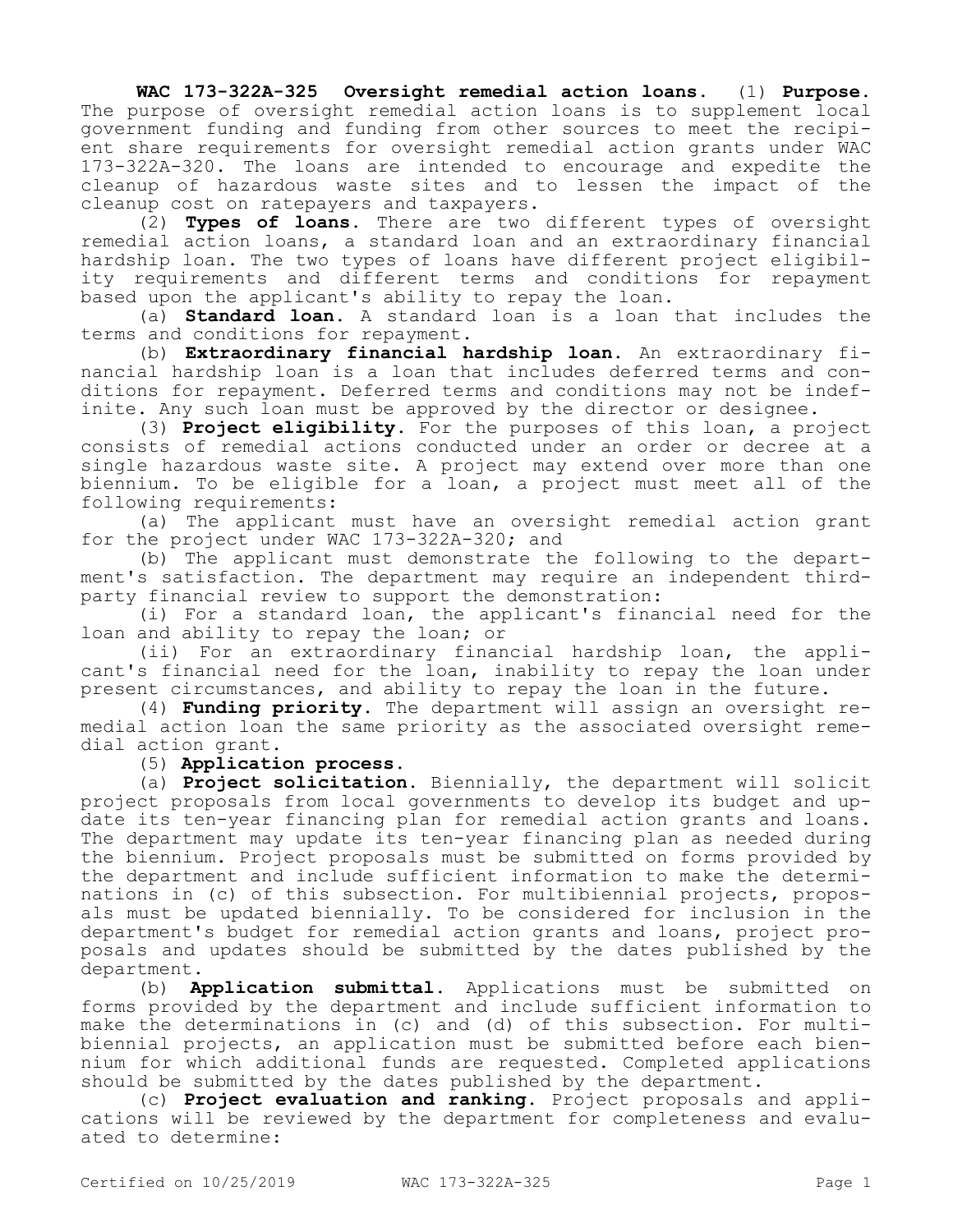**WAC 173-322A-325 Oversight remedial action loans.** (1) **Purpose.** The purpose of oversight remedial action loans is to supplement local government funding and funding from other sources to meet the recipient share requirements for oversight remedial action grants under WAC 173-322A-320. The loans are intended to encourage and expedite the cleanup of hazardous waste sites and to lessen the impact of the cleanup cost on ratepayers and taxpayers.

(2) **Types of loans.** There are two different types of oversight remedial action loans, a standard loan and an extraordinary financial hardship loan. The two types of loans have different project eligibility requirements and different terms and conditions for repayment based upon the applicant's ability to repay the loan.

(a) **Standard loan.** A standard loan is a loan that includes the terms and conditions for repayment.

(b) **Extraordinary financial hardship loan.** An extraordinary financial hardship loan is a loan that includes deferred terms and conditions for repayment. Deferred terms and conditions may not be indefinite. Any such loan must be approved by the director or designee.

(3) **Project eligibility.** For the purposes of this loan, a project consists of remedial actions conducted under an order or decree at a single hazardous waste site. A project may extend over more than one biennium. To be eligible for a loan, a project must meet all of the following requirements:

(a) The applicant must have an oversight remedial action grant for the project under WAC 173-322A-320; and

(b) The applicant must demonstrate the following to the department's satisfaction. The department may require an independent third-party financial review to support the demonstration:

(i) For a standard loan, the applicant's financial need for the loan and ability to repay the loan; or

(ii) For an extraordinary financial hardship loan, the applicant's financial need for the loan, inability to repay the loan under present circumstances, and ability to repay the loan in the future.

(4) **Funding priority.** The department will assign an oversight remedial action loan the same priority as the associated oversight remedial action grant.

(5) **Application process.**

(a) **Project solicitation.** Biennially, the department will solicit project proposals from local governments to develop its budget and update its ten-year financing plan for remedial action grants and loans. The department may update its ten-year financing plan as needed during the biennium. Project proposals must be submitted on forms provided by the department and include sufficient information to make the determinations in (c) of this subsection. For multibiennial projects, proposals must be updated biennially. To be considered for inclusion in the department's budget for remedial action grants and loans, project proposals and updates should be submitted by the dates published by the department.

(b) **Application submittal.** Applications must be submitted on forms provided by the department and include sufficient information to make the determinations in (c) and (d) of this subsection. For multibiennial projects, an application must be submitted before each biennium for which additional funds are requested. Completed applications should be submitted by the dates published by the department.

(c) **Project evaluation and ranking.** Project proposals and applications will be reviewed by the department for completeness and evaluated to determine: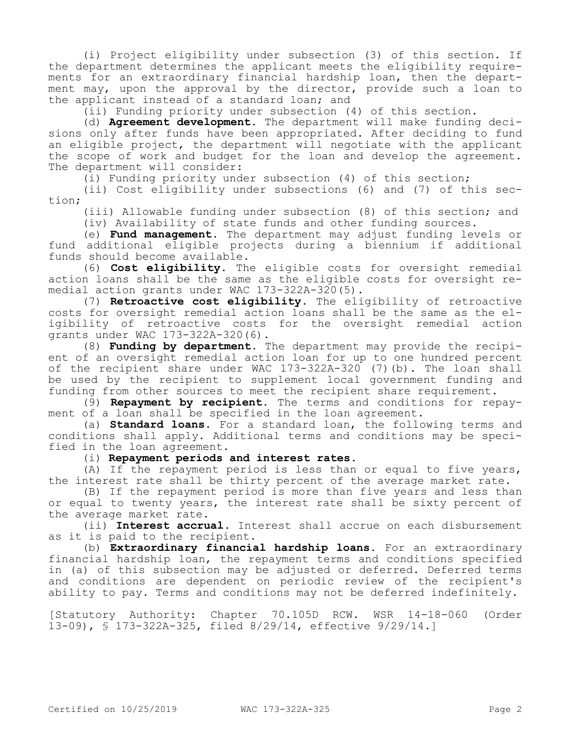(i) Project eligibility under subsection (3) of this section. If the department determines the applicant meets the eligibility requirements for an extraordinary financial hardship loan, then the department may, upon the approval by the director, provide such a loan to the applicant instead of a standard loan; and

(ii) Funding priority under subsection (4) of this section.

(d) **Agreement development.** The department will make funding decisions only after funds have been appropriated. After deciding to fund an eligible project, the department will negotiate with the applicant the scope of work and budget for the loan and develop the agreement. The department will consider:

(i) Funding priority under subsection (4) of this section;

(ii) Cost eligibility under subsections (6) and (7) of this section;

(iii) Allowable funding under subsection (8) of this section; and

(iv) Availability of state funds and other funding sources.

(e) **Fund management.** The department may adjust funding levels or fund additional eligible projects during a biennium if additional funds should become available.

(6) **Cost eligibility.** The eligible costs for oversight remedial action loans shall be the same as the eligible costs for oversight remedial action grants under WAC 173-322A-320(5).

(7) **Retroactive cost eligibility.** The eligibility of retroactive costs for oversight remedial action loans shall be the same as the eligibility of retroactive costs for the oversight remedial action grants under WAC 173-322A-320(6).

(8) **Funding by department.** The department may provide the recipient of an oversight remedial action loan for up to one hundred percent of the recipient share under WAC 173-322A-320 (7)(b). The loan shall be used by the recipient to supplement local government funding and funding from other sources to meet the recipient share requirement.

(9) **Repayment by recipient.** The terms and conditions for repayment of a loan shall be specified in the loan agreement.

(a) **Standard loans.** For a standard loan, the following terms and conditions shall apply. Additional terms and conditions may be specified in the loan agreement.

(i) **Repayment periods and interest rates.**

(A) If the repayment period is less than or equal to five years, the interest rate shall be thirty percent of the average market rate.

(B) If the repayment period is more than five years and less than or equal to twenty years, the interest rate shall be sixty percent of the average market rate.

(ii) **Interest accrual.** Interest shall accrue on each disbursement as it is paid to the recipient.

(b) **Extraordinary financial hardship loans.** For an extraordinary financial hardship loan, the repayment terms and conditions specified in (a) of this subsection may be adjusted or deferred. Deferred terms and conditions are dependent on periodic review of the recipient's ability to pay. Terms and conditions may not be deferred indefinitely.

[Statutory Authority: Chapter 70.105D RCW. WSR 14-18-060 (Order 13-09), § 173-322A-325, filed 8/29/14, effective 9/29/14.]